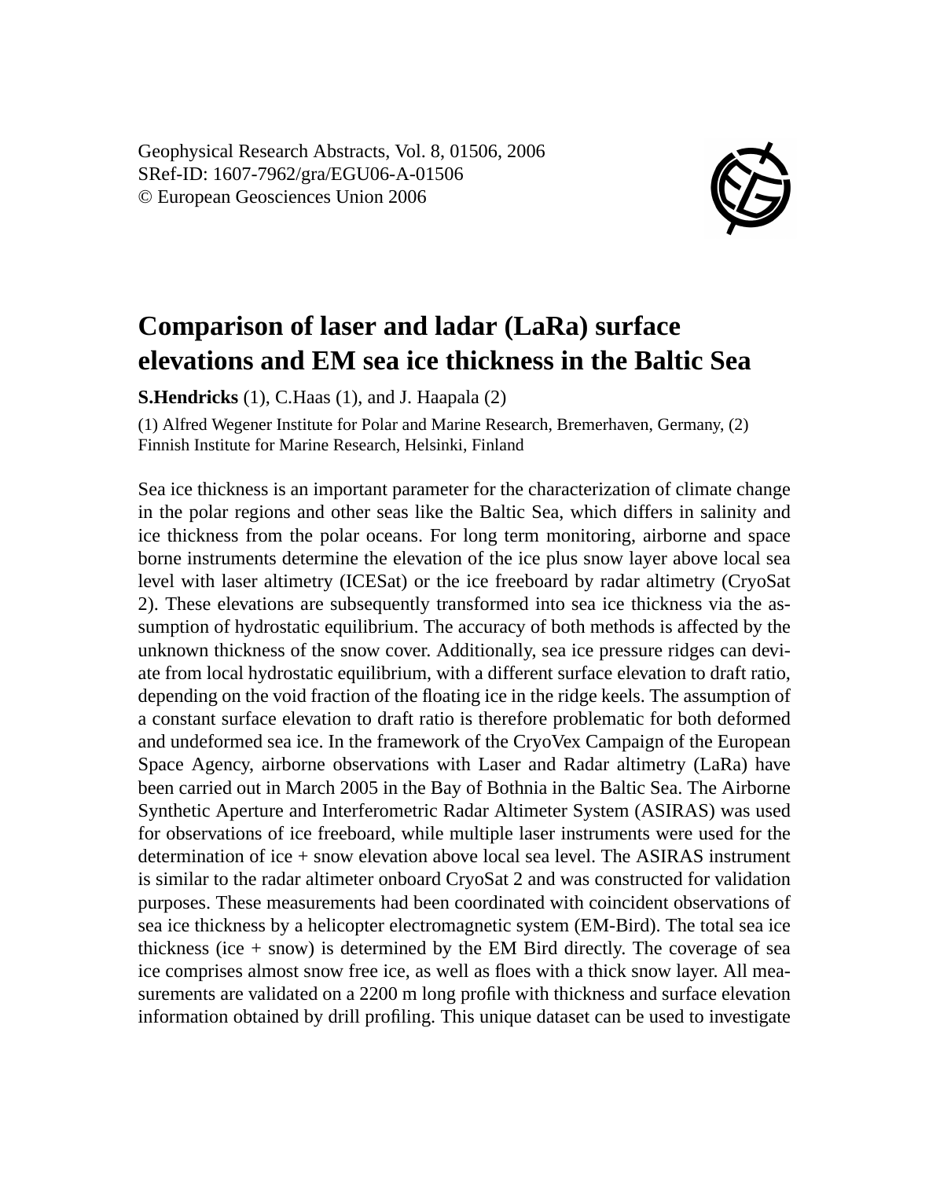Geophysical Research Abstracts, Vol. 8, 01506, 2006
SRef-ID: 1607-7962/gra/EGU06-A-01506
© European Geosciences Union 2006

# Comparison of laser and ladar (LaRa) surface elevations and EM sea ice thickness in the Baltic Sea

**S.Hendricks** (1), C.Haas (1), and J. Haapala (2)

(1) Alfred Wegener Institute for Polar and Marine Research, Bremerhaven, Germany, (2) Finnish Institute for Marine Research, Helsinki, Finland

Sea ice thickness is an important parameter for the characterization of climate change in the polar regions and other seas like the Baltic Sea, which differs in salinity and ice thickness from the polar oceans. For long term monitoring, airborne and space borne instruments determine the elevation of the ice plus snow layer above local sea level with laser altimetry (ICESat) or the ice freeboard by radar altimetry (CryoSat 2). These elevations are subsequently transformed into sea ice thickness via the assumption of hydrostatic equilibrium. The accuracy of both methods is affected by the unknown thickness of the snow cover. Additionally, sea ice pressure ridges can deviate from local hydrostatic equilibrium, with a different surface elevation to draft ratio, depending on the void fraction of the floating ice in the ridge keels. The assumption of a constant surface elevation to draft ratio is therefore problematic for both deformed and undeformed sea ice. In the framework of the CryoVex Campaign of the European Space Agency, airborne observations with Laser and Radar altimetry (LaRa) have been carried out in March 2005 in the Bay of Bothnia in the Baltic Sea. The Airborne Synthetic Aperture and Interferometric Radar Altimeter System (ASIRAS) was used for observations of ice freeboard, while multiple laser instruments were used for the determination of ice + snow elevation above local sea level. The ASIRAS instrument is similar to the radar altimeter onboard CryoSat 2 and was constructed for validation purposes. These measurements had been coordinated with coincident observations of sea ice thickness by a helicopter electromagnetic system (EM-Bird). The total sea ice thickness (ice + snow) is determined by the EM Bird directly. The coverage of sea ice comprises almost snow free ice, as well as floes with a thick snow layer. All measurements are validated on a 2200 m long profile with thickness and surface elevation information obtained by drill profiling. This unique dataset can be used to investigate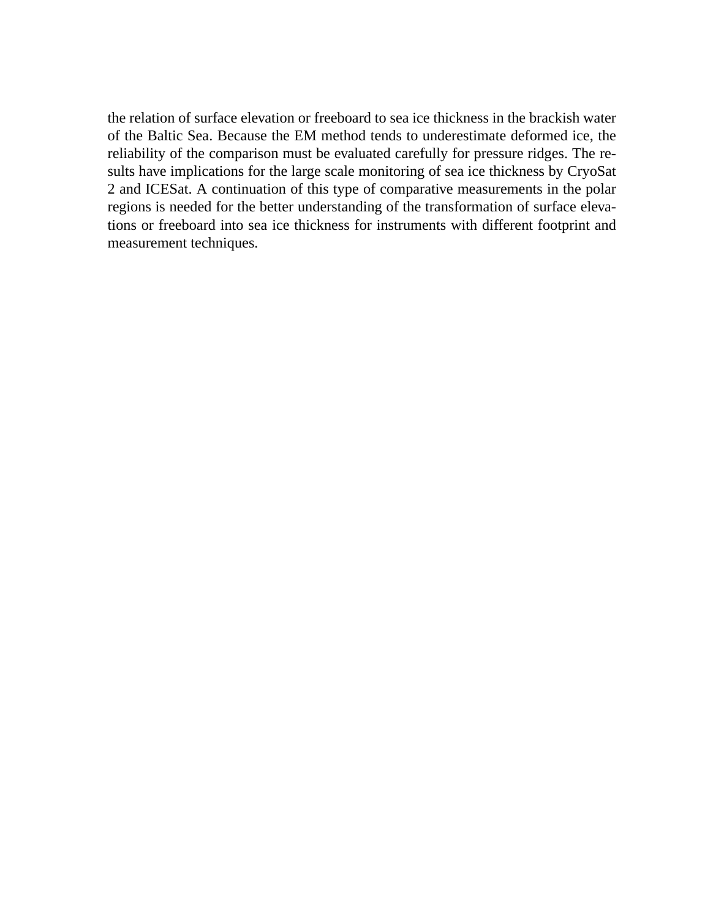the relation of surface elevation or freeboard to sea ice thickness in the brackish water of the Baltic Sea. Because the EM method tends to underestimate deformed ice, the reliability of the comparison must be evaluated carefully for pressure ridges. The results have implications for the large scale monitoring of sea ice thickness by CryoSat 2 and ICESat. A continuation of this type of comparative measurements in the polar regions is needed for the better understanding of the transformation of surface elevations or freeboard into sea ice thickness for instruments with different footprint and measurement techniques.